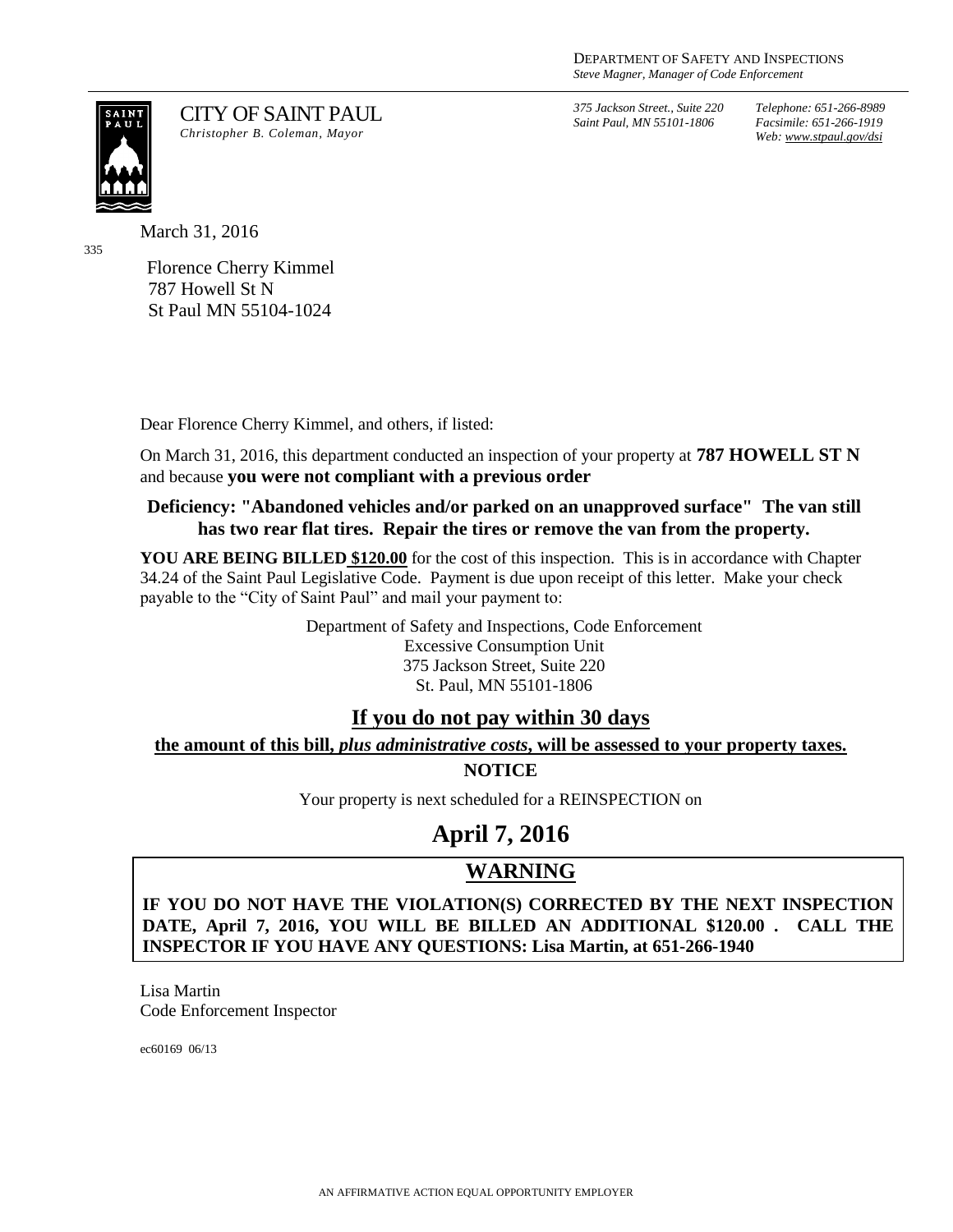DEPARTMENT OF SAFETY AND INSPECTIONS
*Steve Magner, Manager of Code Enforcement*

CITY OF SAINT PAUL
*Christopher B. Coleman, Mayor*

*375 Jackson Street., Suite 220*
*Saint Paul, MN 55101-1806*

*Telephone: 651-266-8989*
*Facsimile: 651-266-1919*
*Web: www.stpaul.gov/dsi*

March 31, 2016

335

Florence Cherry Kimmel
787 Howell St N
St Paul MN 55104-1024

Dear Florence Cherry Kimmel, and others, if listed:

On March 31, 2016, this department conducted an inspection of your property at **787 HOWELL ST N** and because **you were not compliant with a previous order**

**Deficiency: "Abandoned vehicles and/or parked on an unapproved surface" The van still has two rear flat tires. Repair the tires or remove the van from the property.**

**YOU ARE BEING BILLED <u>$120.00</u>** for the cost of this inspection. This is in accordance with Chapter 34.24 of the Saint Paul Legislative Code. Payment is due upon receipt of this letter. Make your check payable to the "City of Saint Paul" and mail your payment to:

Department of Safety and Inspections, Code Enforcement
Excessive Consumption Unit
375 Jackson Street, Suite 220
St. Paul, MN 55101-1806

## If you do not pay within 30 days

**the amount of this bill, *plus administrative costs*, will be assessed to your property taxes.**

**NOTICE**

Your property is next scheduled for a REINSPECTION on

## April 7, 2016

## WARNING

**IF YOU DO NOT HAVE THE VIOLATION(S) CORRECTED BY THE NEXT INSPECTION DATE, April 7, 2016, YOU WILL BE BILLED AN ADDITIONAL $120.00 . CALL THE INSPECTOR IF YOU HAVE ANY QUESTIONS: Lisa Martin, at 651-266-1940**

Lisa Martin
Code Enforcement Inspector

ec60169 06/13

AN AFFIRMATIVE ACTION EQUAL OPPORTUNITY EMPLOYER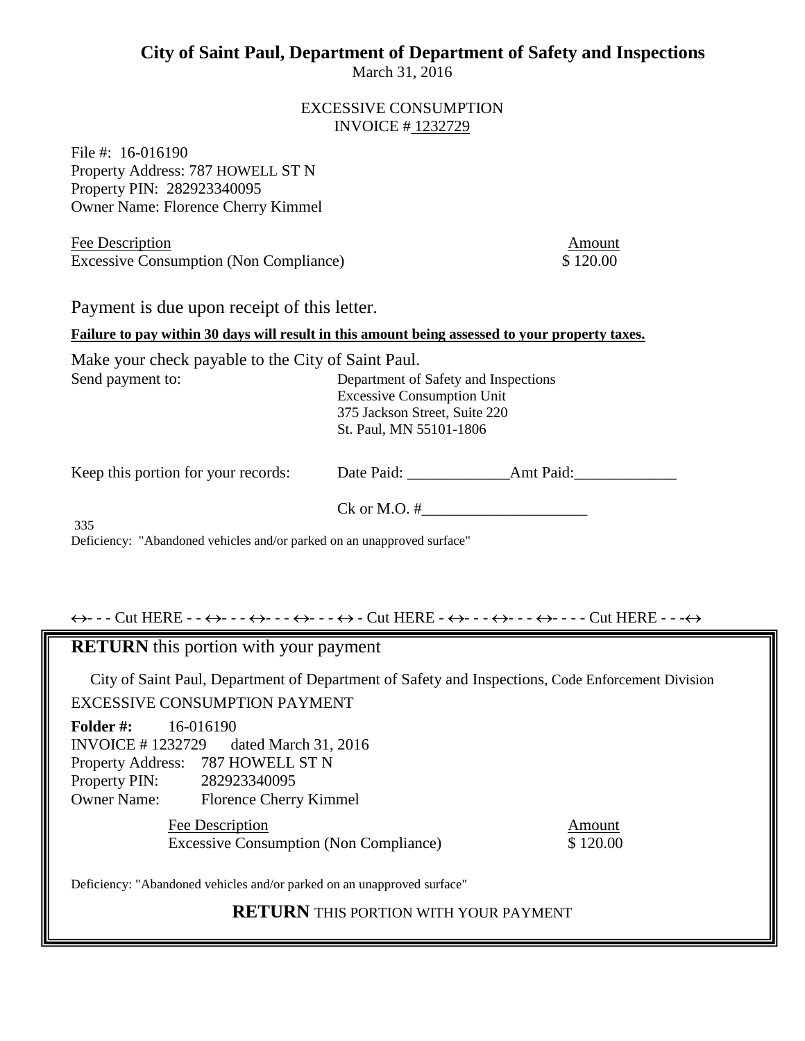## City of Saint Paul, Department of Department of Safety and Inspections

March 31, 2016

EXCESSIVE CONSUMPTION
INVOICE # 1232729

File #: 16-016190
Property Address: 787 HOWELL ST N
Property PIN: 282923340095
Owner Name: Florence Cherry Kimmel

| Fee Description | Amount |
| --- | --- |
| Excessive Consumption (Non Compliance) | $ 120.00 |

Payment is due upon receipt of this letter.

**Failure to pay within 30 days will result in this amount being assessed to your property taxes.**

Make your check payable to the City of Saint Paul.

Send payment to:
Department of Safety and Inspections
Excessive Consumption Unit
375 Jackson Street, Suite 220
St. Paul, MN 55101-1806

Keep this portion for your records: Date Paid: _____________ Amt Paid: _____________

Ck or M.O. #_____________________

335

Deficiency: "Abandoned vehicles and/or parked on an unapproved surface"

↔- - - Cut HERE - - ↔- - - ↔- - - ↔- - - ↔ - Cut HERE - ↔- - - ↔- - - ↔- - - - Cut HERE - - -↔

**RETURN** this portion with your payment

City of Saint Paul, Department of Department of Safety and Inspections, Code Enforcement Division

EXCESSIVE CONSUMPTION PAYMENT

**Folder #:** 16-016190
INVOICE # 1232729 dated March 31, 2016
Property Address: 787 HOWELL ST N
Property PIN: 282923340095
Owner Name: Florence Cherry Kimmel

| Fee Description | Amount |
| --- | --- |
| Excessive Consumption (Non Compliance) | $ 120.00 |

Deficiency: "Abandoned vehicles and/or parked on an unapproved surface"

**RETURN** THIS PORTION WITH YOUR PAYMENT